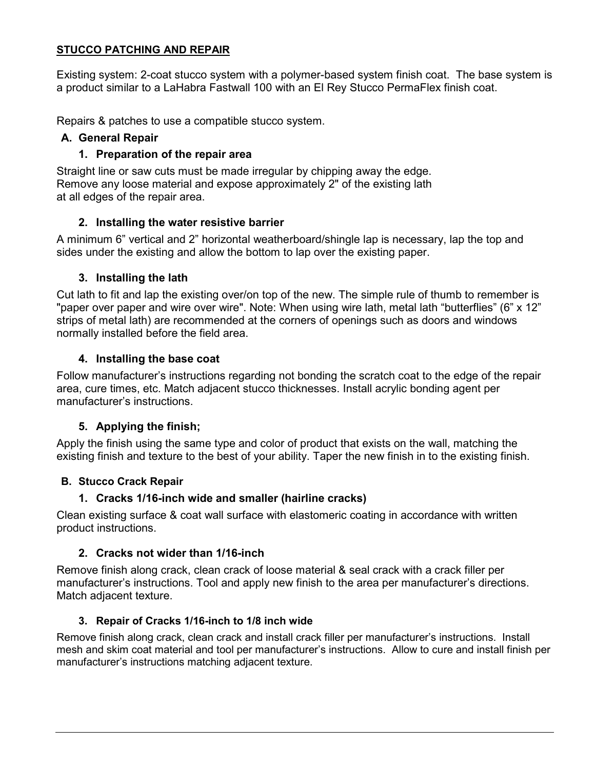## STUCCO PATCHING AND REPAIR

Existing system: 2-coat stucco system with a polymer-based system finish coat. The base system is a product similar to a LaHabra Fastwall 100 with an El Rey Stucco PermaFlex finish coat.

Repairs & patches to use a compatible stucco system.

### A. General Repair

#### 1. Preparation of the repair area

Straight line or saw cuts must be made irregular by chipping away the edge. Remove any loose material and expose approximately 2" of the existing lath at all edges of the repair area.

#### 2. Installing the water resistive barrier

A minimum 6" vertical and 2" horizontal weatherboard/shingle lap is necessary, lap the top and sides under the existing and allow the bottom to lap over the existing paper.

#### 3. Installing the lath

Cut lath to fit and lap the existing over/on top of the new. The simple rule of thumb to remember is "paper over paper and wire over wire". Note: When using wire lath, metal lath "butterflies" (6" x 12" strips of metal lath) are recommended at the corners of openings such as doors and windows normally installed before the field area.

#### 4. Installing the base coat

Follow manufacturer's instructions regarding not bonding the scratch coat to the edge of the repair area, cure times, etc. Match adjacent stucco thicknesses. Install acrylic bonding agent per manufacturer's instructions.

#### 5. Applying the finish;

Apply the finish using the same type and color of product that exists on the wall, matching the existing finish and texture to the best of your ability. Taper the new finish in to the existing finish.

### B. Stucco Crack Repair

#### 1. Cracks 1/16-inch wide and smaller (hairline cracks)

Clean existing surface & coat wall surface with elastomeric coating in accordance with written product instructions.

#### 2. Cracks not wider than 1/16-inch

Remove finish along crack, clean crack of loose material & seal crack with a crack filler per manufacturer's instructions. Tool and apply new finish to the area per manufacturer's directions. Match adjacent texture.

#### 3. Repair of Cracks 1/16-inch to 1/8 inch wide

Remove finish along crack, clean crack and install crack filler per manufacturer's instructions. Install mesh and skim coat material and tool per manufacturer's instructions. Allow to cure and install finish per manufacturer's instructions matching adjacent texture.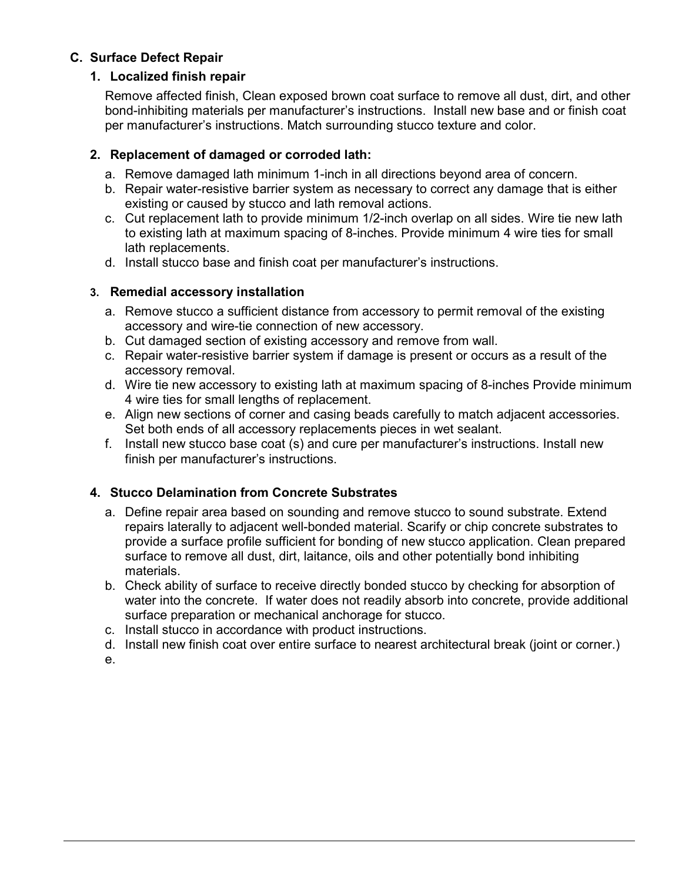## C. Surface Defect Repair

### 1. Localized finish repair

Remove affected finish, Clean exposed brown coat surface to remove all dust, dirt, and other bond-inhibiting materials per manufacturer's instructions. Install new base and or finish coat per manufacturer's instructions. Match surrounding stucco texture and color.

### 2. Replacement of damaged or corroded lath:

a. Remove damaged lath minimum 1-inch in all directions beyond area of concern.
b. Repair water-resistive barrier system as necessary to correct any damage that is either existing or caused by stucco and lath removal actions.
c. Cut replacement lath to provide minimum 1/2-inch overlap on all sides. Wire tie new lath to existing lath at maximum spacing of 8-inches. Provide minimum 4 wire ties for small lath replacements.
d. Install stucco base and finish coat per manufacturer's instructions.

### 3. Remedial accessory installation

a. Remove stucco a sufficient distance from accessory to permit removal of the existing accessory and wire-tie connection of new accessory.
b. Cut damaged section of existing accessory and remove from wall.
c. Repair water-resistive barrier system if damage is present or occurs as a result of the accessory removal.
d. Wire tie new accessory to existing lath at maximum spacing of 8-inches Provide minimum 4 wire ties for small lengths of replacement.
e. Align new sections of corner and casing beads carefully to match adjacent accessories. Set both ends of all accessory replacements pieces in wet sealant.
f. Install new stucco base coat (s) and cure per manufacturer's instructions. Install new finish per manufacturer's instructions.

### 4. Stucco Delamination from Concrete Substrates

a. Define repair area based on sounding and remove stucco to sound substrate. Extend repairs laterally to adjacent well-bonded material. Scarify or chip concrete substrates to provide a surface profile sufficient for bonding of new stucco application. Clean prepared surface to remove all dust, dirt, laitance, oils and other potentially bond inhibiting materials.
b. Check ability of surface to receive directly bonded stucco by checking for absorption of water into the concrete. If water does not readily absorb into concrete, provide additional surface preparation or mechanical anchorage for stucco.
c. Install stucco in accordance with product instructions.
d. Install new finish coat over entire surface to nearest architectural break (joint or corner.)
e.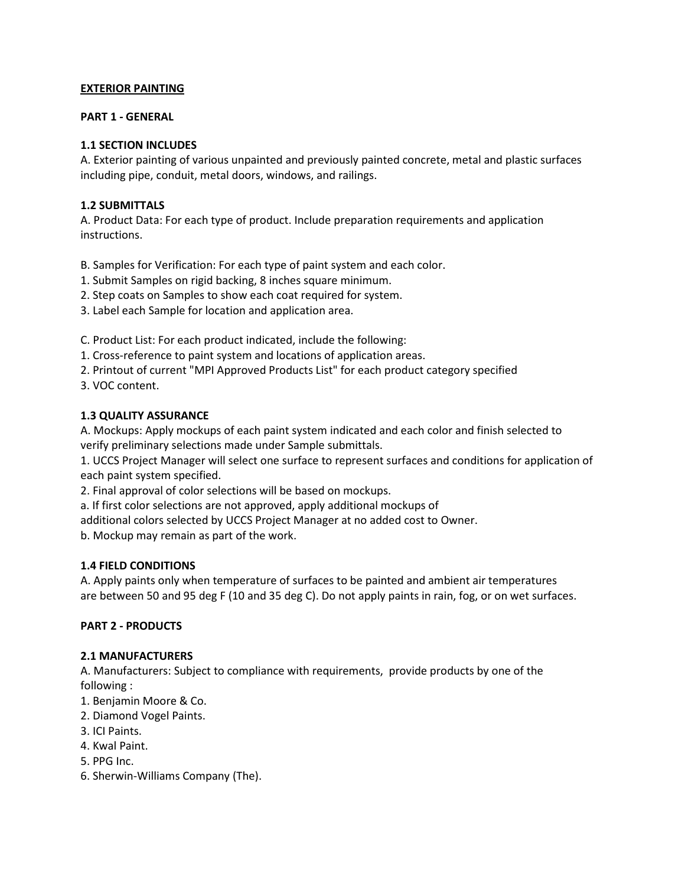## EXTERIOR PAINTING

### PART 1 - GENERAL

**1.1 SECTION INCLUDES**

A. Exterior painting of various unpainted and previously painted concrete, metal and plastic surfaces including pipe, conduit, metal doors, windows, and railings.

**1.2 SUBMITTALS**

A. Product Data: For each type of product. Include preparation requirements and application instructions.

B. Samples for Verification: For each type of paint system and each color.
1. Submit Samples on rigid backing, 8 inches square minimum.
2. Step coats on Samples to show each coat required for system.
3. Label each Sample for location and application area.

C. Product List: For each product indicated, include the following:
1. Cross-reference to paint system and locations of application areas.
2. Printout of current "MPI Approved Products List" for each product category specified
3. VOC content.

**1.3 QUALITY ASSURANCE**

A. Mockups: Apply mockups of each paint system indicated and each color and finish selected to verify preliminary selections made under Sample submittals.
1. UCCS Project Manager will select one surface to represent surfaces and conditions for application of each paint system specified.
2. Final approval of color selections will be based on mockups.
a. If first color selections are not approved, apply additional mockups of additional colors selected by UCCS Project Manager at no added cost to Owner.
b. Mockup may remain as part of the work.

**1.4 FIELD CONDITIONS**

A. Apply paints only when temperature of surfaces to be painted and ambient air temperatures are between 50 and 95 deg F (10 and 35 deg C). Do not apply paints in rain, fog, or on wet surfaces.

### PART 2 - PRODUCTS

**2.1 MANUFACTURERS**

A. Manufacturers: Subject to compliance with requirements, provide products by one of the following :
1. Benjamin Moore & Co.
2. Diamond Vogel Paints.
3. ICI Paints.
4. Kwal Paint.
5. PPG Inc.
6. Sherwin-Williams Company (The).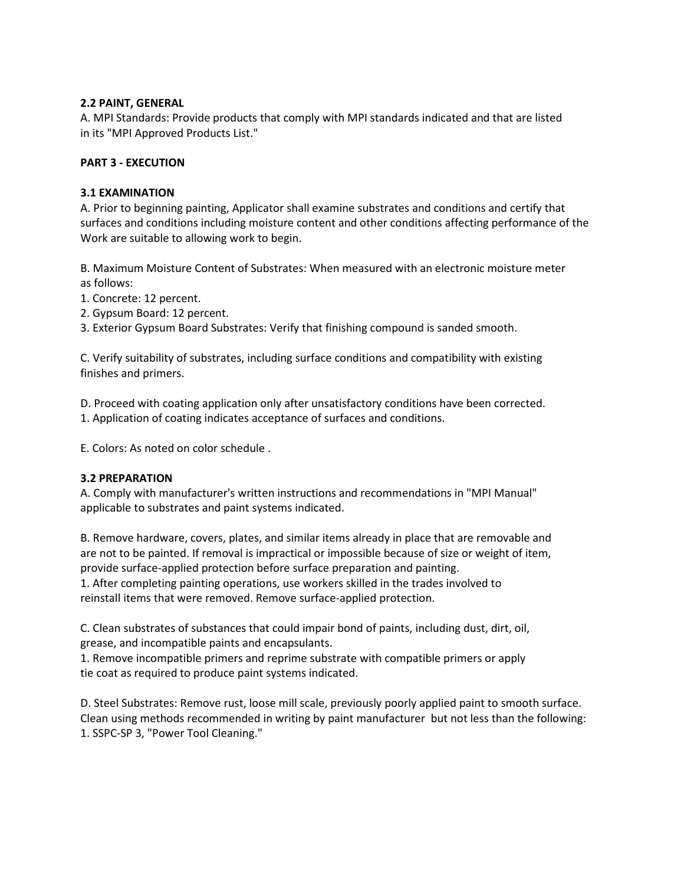**2.2 PAINT, GENERAL**

A. MPI Standards: Provide products that comply with MPI standards indicated and that are listed in its "MPI Approved Products List."

**PART 3 - EXECUTION**

**3.1 EXAMINATION**

A. Prior to beginning painting, Applicator shall examine substrates and conditions and certify that surfaces and conditions including moisture content and other conditions affecting performance of the Work are suitable to allowing work to begin.

B. Maximum Moisture Content of Substrates: When measured with an electronic moisture meter as follows:

1. Concrete: 12 percent.
2. Gypsum Board: 12 percent.
3. Exterior Gypsum Board Substrates: Verify that finishing compound is sanded smooth.

C. Verify suitability of substrates, including surface conditions and compatibility with existing finishes and primers.

D. Proceed with coating application only after unsatisfactory conditions have been corrected.

1. Application of coating indicates acceptance of surfaces and conditions.

E. Colors: As noted on color schedule .

**3.2 PREPARATION**

A. Comply with manufacturer's written instructions and recommendations in "MPI Manual" applicable to substrates and paint systems indicated.

B. Remove hardware, covers, plates, and similar items already in place that are removable and are not to be painted. If removal is impractical or impossible because of size or weight of item, provide surface-applied protection before surface preparation and painting.

1. After completing painting operations, use workers skilled in the trades involved to reinstall items that were removed. Remove surface-applied protection.

C. Clean substrates of substances that could impair bond of paints, including dust, dirt, oil, grease, and incompatible paints and encapsulants.

1. Remove incompatible primers and reprime substrate with compatible primers or apply tie coat as required to produce paint systems indicated.

D. Steel Substrates: Remove rust, loose mill scale, previously poorly applied paint to smooth surface. Clean using methods recommended in writing by paint manufacturer but not less than the following:

1. SSPC-SP 3, "Power Tool Cleaning."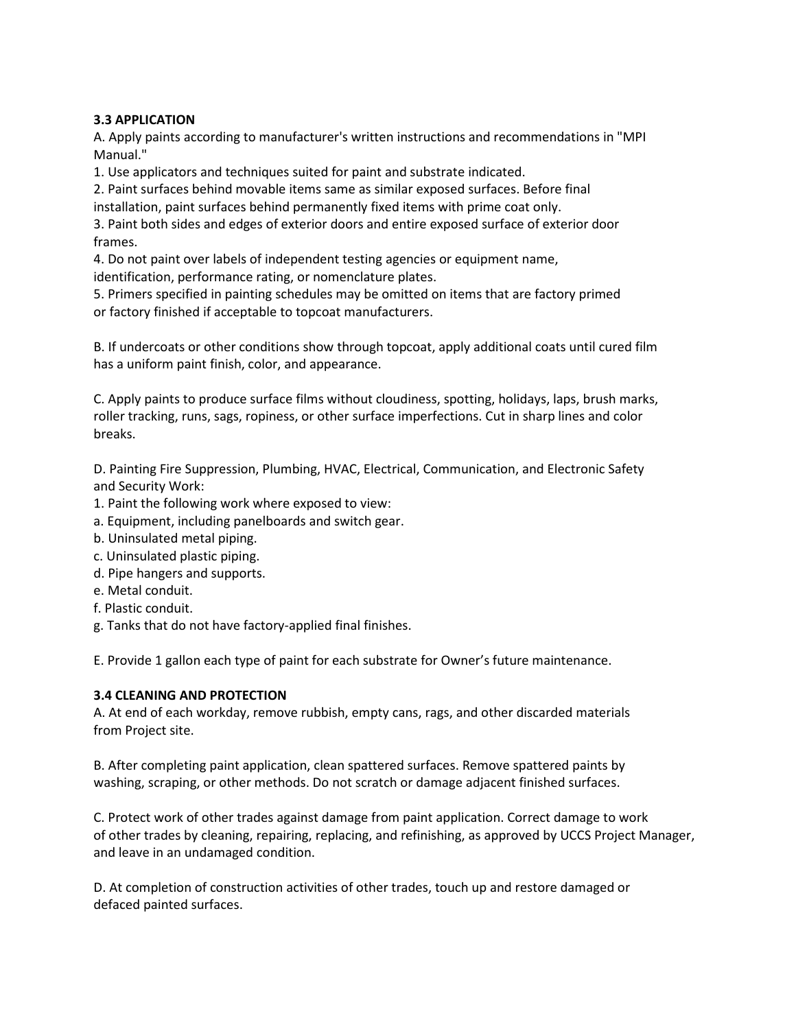**3.3 APPLICATION**

A. Apply paints according to manufacturer's written instructions and recommendations in "MPI Manual."

1. Use applicators and techniques suited for paint and substrate indicated.
2. Paint surfaces behind movable items same as similar exposed surfaces. Before final installation, paint surfaces behind permanently fixed items with prime coat only.
3. Paint both sides and edges of exterior doors and entire exposed surface of exterior door frames.
4. Do not paint over labels of independent testing agencies or equipment name, identification, performance rating, or nomenclature plates.
5. Primers specified in painting schedules may be omitted on items that are factory primed or factory finished if acceptable to topcoat manufacturers.

B. If undercoats or other conditions show through topcoat, apply additional coats until cured film has a uniform paint finish, color, and appearance.

C. Apply paints to produce surface films without cloudiness, spotting, holidays, laps, brush marks, roller tracking, runs, sags, ropiness, or other surface imperfections. Cut in sharp lines and color breaks.

D. Painting Fire Suppression, Plumbing, HVAC, Electrical, Communication, and Electronic Safety and Security Work:

1. Paint the following work where exposed to view:
   - a. Equipment, including panelboards and switch gear.
   - b. Uninsulated metal piping.
   - c. Uninsulated plastic piping.
   - d. Pipe hangers and supports.
   - e. Metal conduit.
   - f. Plastic conduit.
   - g. Tanks that do not have factory-applied final finishes.

E. Provide 1 gallon each type of paint for each substrate for Owner's future maintenance.

**3.4 CLEANING AND PROTECTION**

A. At end of each workday, remove rubbish, empty cans, rags, and other discarded materials from Project site.

B. After completing paint application, clean spattered surfaces. Remove spattered paints by washing, scraping, or other methods. Do not scratch or damage adjacent finished surfaces.

C. Protect work of other trades against damage from paint application. Correct damage to work of other trades by cleaning, repairing, replacing, and refinishing, as approved by UCCS Project Manager, and leave in an undamaged condition.

D. At completion of construction activities of other trades, touch up and restore damaged or defaced painted surfaces.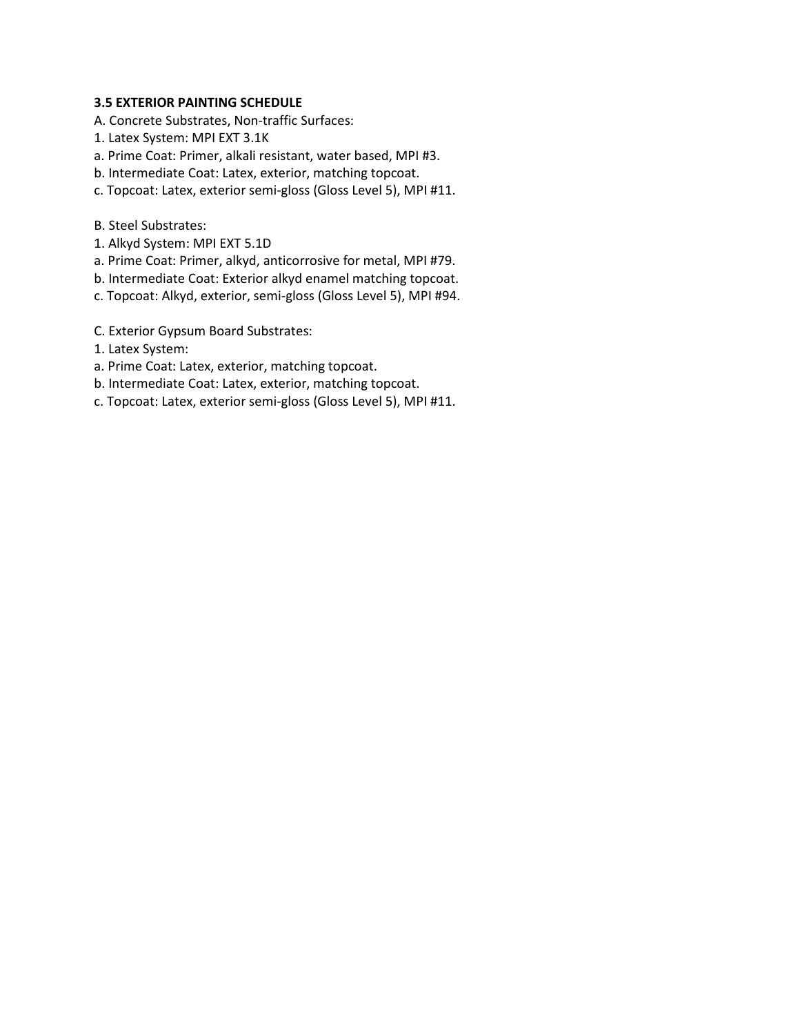**3.5 EXTERIOR PAINTING SCHEDULE**

A. Concrete Substrates, Non-traffic Surfaces:

1. Latex System: MPI EXT 3.1K

a. Prime Coat: Primer, alkali resistant, water based, MPI #3.

b. Intermediate Coat: Latex, exterior, matching topcoat.

c. Topcoat: Latex, exterior semi-gloss (Gloss Level 5), MPI #11.

B. Steel Substrates:

1. Alkyd System: MPI EXT 5.1D

a. Prime Coat: Primer, alkyd, anticorrosive for metal, MPI #79.

b. Intermediate Coat: Exterior alkyd enamel matching topcoat.

c. Topcoat: Alkyd, exterior, semi-gloss (Gloss Level 5), MPI #94.

C. Exterior Gypsum Board Substrates:

1. Latex System:

a. Prime Coat: Latex, exterior, matching topcoat.

b. Intermediate Coat: Latex, exterior, matching topcoat.

c. Topcoat: Latex, exterior semi-gloss (Gloss Level 5), MPI #11.